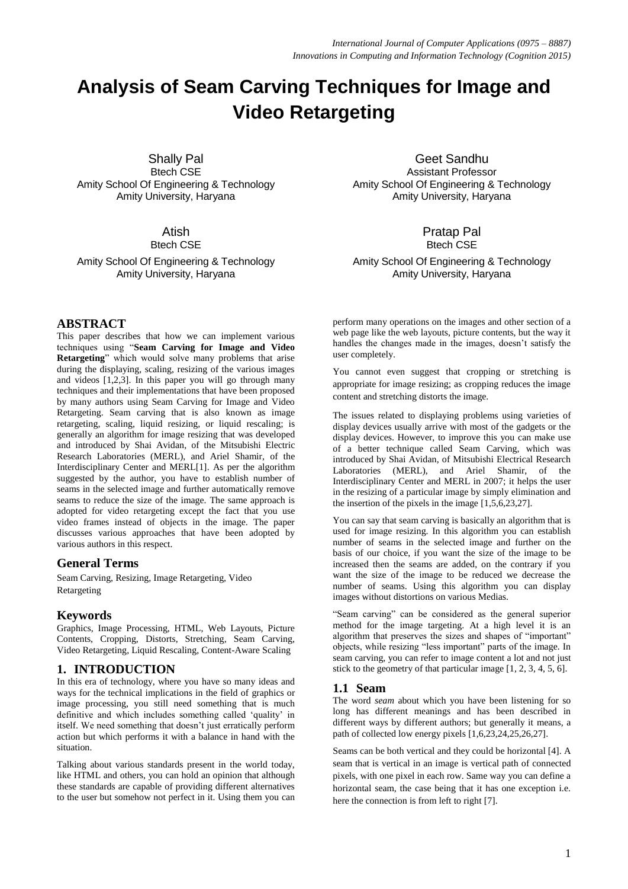# Analysis of Seam Carving Techniques for Image and Video Retargeting

Shally Pal
Btech CSE
Amity School Of Engineering & Technology
Amity University, Haryana

Geet Sandhu
Assistant Professor
Amity School Of Engineering & Technology
Amity University, Haryana

Atish
Btech CSE
Amity School Of Engineering & Technology
Amity University, Haryana

Pratap Pal
Btech CSE
Amity School Of Engineering & Technology
Amity University, Haryana

## ABSTRACT

This paper describes that how we can implement various techniques using "**Seam Carving for Image and Video Retargeting**" which would solve many problems that arise during the displaying, scaling, resizing of the various images and videos [1,2,3]. In this paper you will go through many techniques and their implementations that have been proposed by many authors using Seam Carving for Image and Video Retargeting. Seam carving that is also known as image retargeting, scaling, liquid resizing, or liquid rescaling; is generally an algorithm for image resizing that was developed and introduced by Shai Avidan, of the Mitsubishi Electric Research Laboratories (MERL), and Ariel Shamir, of the Interdisciplinary Center and MERL[1]. As per the algorithm suggested by the author, you have to establish number of seams in the selected image and further automatically remove seams to reduce the size of the image. The same approach is adopted for video retargeting except the fact that you use video frames instead of objects in the image. The paper discusses various approaches that have been adopted by various authors in this respect.

## General Terms

Seam Carving, Resizing, Image Retargeting, Video Retargeting

## Keywords

Graphics, Image Processing, HTML, Web Layouts, Picture Contents, Cropping, Distorts, Stretching, Seam Carving, Video Retargeting, Liquid Rescaling, Content-Aware Scaling

## 1. INTRODUCTION

In this era of technology, where you have so many ideas and ways for the technical implications in the field of graphics or image processing, you still need something that is much definitive and which includes something called 'quality' in itself. We need something that doesn't just erratically perform action but which performs it with a balance in hand with the situation.

Talking about various standards present in the world today, like HTML and others, you can hold an opinion that although these standards are capable of providing different alternatives to the user but somehow not perfect in it. Using them you can perform many operations on the images and other section of a web page like the web layouts, picture contents, but the way it handles the changes made in the images, doesn't satisfy the user completely.

You cannot even suggest that cropping or stretching is appropriate for image resizing; as cropping reduces the image content and stretching distorts the image.

The issues related to displaying problems using varieties of display devices usually arrive with most of the gadgets or the display devices. However, to improve this you can make use of a better technique called Seam Carving, which was introduced by Shai Avidan, of Mitsubishi Electrical Research Laboratories (MERL), and Ariel Shamir, of the Interdisciplinary Center and MERL in 2007; it helps the user in the resizing of a particular image by simply elimination and the insertion of the pixels in the image [1,5,6,23,27].

You can say that seam carving is basically an algorithm that is used for image resizing. In this algorithm you can establish number of seams in the selected image and further on the basis of our choice, if you want the size of the image to be increased then the seams are added, on the contrary if you want the size of the image to be reduced we decrease the number of seams. Using this algorithm you can display images without distortions on various Medias.

"Seam carving" can be considered as the general superior method for the image targeting. At a high level it is an algorithm that preserves the sizes and shapes of "important" objects, while resizing "less important" parts of the image. In seam carving, you can refer to image content a lot and not just stick to the geometry of that particular image [1, 2, 3, 4, 5, 6].

### 1.1 Seam

The word *seam* about which you have been listening for so long has different meanings and has been described in different ways by different authors; but generally it means, a path of collected low energy pixels [1,6,23,24,25,26,27].

Seams can be both vertical and they could be horizontal [4]. A seam that is vertical in an image is vertical path of connected pixels, with one pixel in each row. Same way you can define a horizontal seam, the case being that it has one exception i.e. here the connection is from left to right [7].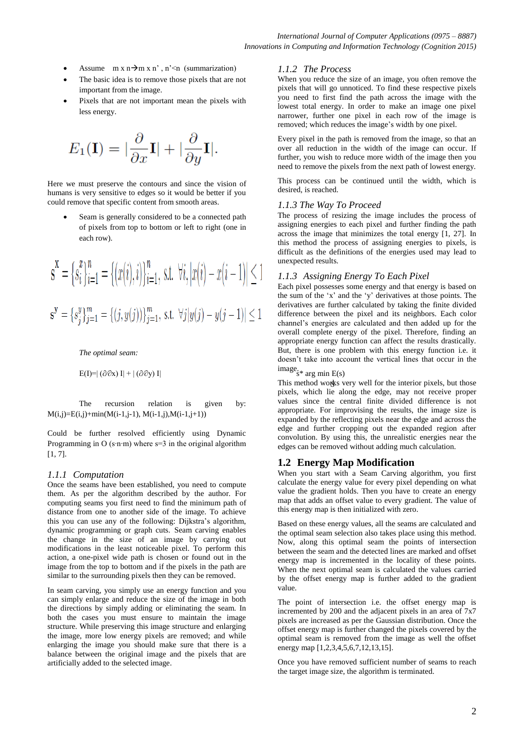- Assume m x n→m x n' , n'<n (summarization)
- The basic idea is to remove those pixels that are not important from the image.
- Pixels that are not important mean the pixels with less energy.

$$E_1(\mathbf{I}) = |\frac{\partial}{\partial x}\mathbf{I}| + |\frac{\partial}{\partial y}\mathbf{I}|.$$

Here we must preserve the contours and since the vision of humans is very sensitive to edges so it would be better if you could remove that specific content from smooth areas.

- Seam is generally considered to be a connected path of pixels from top to bottom or left to right (one in each row).

$$s^X = \{s_i^x\}_{i=1}^n = \{(x(i), i)\}_{i=1}^n, \text{ s.t. } \forall i, |x(i) - x(i-1)| \leq 1$$

$$s^y = \{s_j^y\}_{j=1}^m = \{(j, y(j))\}_{j=1}^m, \text{ s.t. } \forall j |y(j) - y(j-1)| \leq 1$$

*The optimal seam:*

E(I)=| (∂∂x) I| + | (∂∂y) I|

The recursion relation is given by: M(i,j)=E(i,j)+min(M(i-1,j-1), M(i-1,j),M(i-1,j+1))

Could be further resolved efficiently using Dynamic Programming in O (s·n·m) where s=3 in the original algorithm [1, 7].

### 1.1.1 Computation

Once the seams have been established, you need to compute them. As per the algorithm described by the author. For computing seams you first need to find the minimum path of distance from one to another side of the image. To achieve this you can use any of the following: Dijkstra's algorithm, dynamic programming or graph cuts. Seam carving enables the change in the size of an image by carrying out modifications in the least noticeable pixel. To perform this action, a one-pixel wide path is chosen or found out in the image from the top to bottom and if the pixels in the path are similar to the surrounding pixels then they can be removed.

In seam carving, you simply use an energy function and you can simply enlarge and reduce the size of the image in both the directions by simply adding or eliminating the seam. In both the cases you must ensure to maintain the image structure. While preserving this image structure and enlarging the image, more low energy pixels are removed; and while enlarging the image you should make sure that there is a balance between the original image and the pixels that are artificially added to the selected image.

### 1.1.2 The Process

When you reduce the size of an image, you often remove the pixels that will go unnoticed. To find these respective pixels you need to first find the path across the image with the lowest total energy. In order to make an image one pixel narrower, further one pixel in each row of the image is removed; which reduces the image's width by one pixel.

Every pixel in the path is removed from the image, so that an over all reduction in the width of the image can occur. If further, you wish to reduce more width of the image then you need to remove the pixels from the next path of lowest energy.

This process can be continued until the width, which is desired, is reached.

### 1.1.3 The Way To Proceed

The process of resizing the image includes the process of assigning energies to each pixel and further finding the path across the image that minimizes the total energy [1, 27]. In this method the process of assigning energies to pixels, is difficult as the definitions of the energies used may lead to unexpected results.

### 1.1.3 Assigning Energy To Each Pixel

Each pixel possesses some energy and that energy is based on the sum of the 'x' and the 'y' derivatives at those points. The derivatives are further calculated by taking the finite divided difference between the pixel and its neighbors. Each color channel's energies are calculated and then added up for the overall complete energy of the pixel. Therefore, finding an appropriate energy function can affect the results drastically. But, there is one problem with this energy function i.e. it doesn't take into account the vertical lines that occur in the image.

s* arg min E(s)

This method works very well for the interior pixels, but those pixels, which lie along the edge, may not receive proper values since the central finite divided difference is not appropriate. For improving the results, the image size is expanded by the reflecting pixels near the edge and across the edge and further cropping out the expanded region after convolution. By using this, the unrealistic energies near the edges can be removed without adding much calculation.

## 1.2 Energy Map Modification

When you start with a Seam Carving algorithm, you first calculate the energy value for every pixel depending on what value the gradient holds. Then you have to create an energy map that adds an offset value to every gradient. The value of this energy map is then initialized with zero.

Based on these energy values, all the seams are calculated and the optimal seam selection also takes place using this method. Now, along this optimal seam the points of intersection between the seam and the detected lines are marked and offset energy map is incremented in the locality of these points. When the next optimal seam is calculated the values carried by the offset energy map is further added to the gradient value.

The point of intersection i.e. the offset energy map is incremented by 200 and the adjacent pixels in an area of 7x7 pixels are increased as per the Gaussian distribution. Once the offset energy map is further changed the pixels covered by the optimal seam is removed from the image as well the offset energy map [1,2,3,4,5,6,7,12,13,15].

Once you have removed sufficient number of seams to reach the target image size, the algorithm is terminated.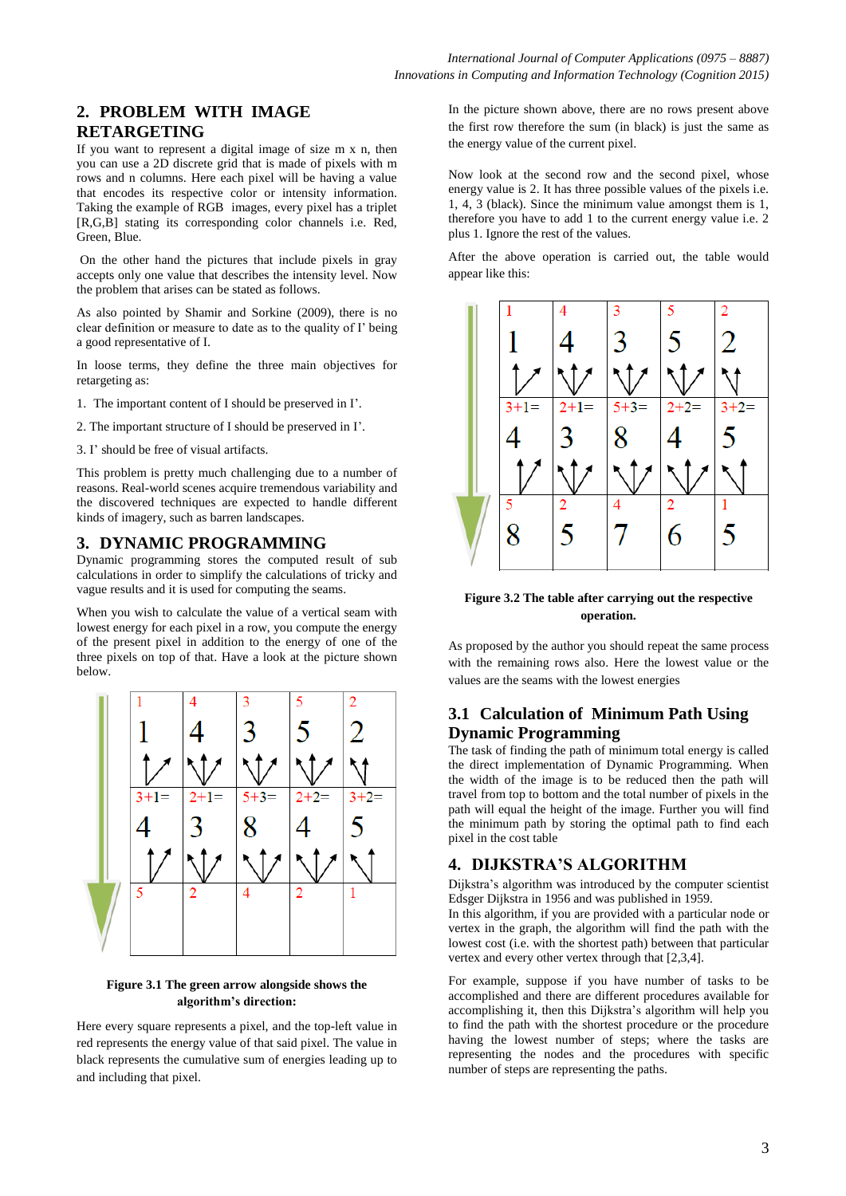## 2. PROBLEM WITH IMAGE RETARGETING

If you want to represent a digital image of size m x n, then you can use a 2D discrete grid that is made of pixels with m rows and n columns. Here each pixel will be having a value that encodes its respective color or intensity information. Taking the example of RGB images, every pixel has a triplet [R,G,B] stating its corresponding color channels i.e. Red, Green, Blue.

On the other hand the pictures that include pixels in gray accepts only one value that describes the intensity level. Now the problem that arises can be stated as follows.

As also pointed by Shamir and Sorkine (2009), there is no clear definition or measure to date as to the quality of I' being a good representative of I.

In loose terms, they define the three main objectives for retargeting as:

1. The important content of I should be preserved in I'.

2. The important structure of I should be preserved in I'.

3. I' should be free of visual artifacts.

This problem is pretty much challenging due to a number of reasons. Real-world scenes acquire tremendous variability and the discovered techniques are expected to handle different kinds of imagery, such as barren landscapes.

## 3. DYNAMIC PROGRAMMING

Dynamic programming stores the computed result of sub calculations in order to simplify the calculations of tricky and vague results and it is used for computing the seams.

When you wish to calculate the value of a vertical seam with lowest energy for each pixel in a row, you compute the energy of the present pixel in addition to the energy of one of the three pixels on top of that. Have a look at the picture shown below.

| | | | | |
|---|---|---|---|---|
| 1<br>1 | 4<br>4 | 3<br>3 | 5<br>5 | 2<br>2 |
| 3+1=<br>4 | 2+1=<br>3 | 5+3=<br>8 | 2+2=<br>4 | 3+2=<br>5 |
| 5 | 2 | 4 | 2 | 1 |

**Figure 3.1 The green arrow alongside shows the algorithm's direction:**

Here every square represents a pixel, and the top-left value in red represents the energy value of that said pixel. The value in black represents the cumulative sum of energies leading up to and including that pixel.

In the picture shown above, there are no rows present above the first row therefore the sum (in black) is just the same as the energy value of the current pixel.

Now look at the second row and the second pixel, whose energy value is 2. It has three possible values of the pixels i.e. 1, 4, 3 (black). Since the minimum value amongst them is 1, therefore you have to add 1 to the current energy value i.e. 2 plus 1. Ignore the rest of the values.

After the above operation is carried out, the table would appear like this:

| | | | | |
|---|---|---|---|---|
| 1<br>1 | 4<br>4 | 3<br>3 | 5<br>5 | 2<br>2 |
| 3+1=<br>4 | 2+1=<br>3 | 5+3=<br>8 | 2+2=<br>4 | 3+2=<br>5 |
| 5<br>8 | 2<br>5 | 4<br>7 | 2<br>6 | 1<br>5 |

**Figure 3.2 The table after carrying out the respective operation.**

As proposed by the author you should repeat the same process with the remaining rows also. Here the lowest value or the values are the seams with the lowest energies

### 3.1 Calculation of Minimum Path Using Dynamic Programming

The task of finding the path of minimum total energy is called the direct implementation of Dynamic Programming. When the width of the image is to be reduced then the path will travel from top to bottom and the total number of pixels in the path will equal the height of the image. Further you will find the minimum path by storing the optimal path to find each pixel in the cost table

## 4. DIJKSTRA'S ALGORITHM

Dijkstra's algorithm was introduced by the computer scientist Edsger Dijkstra in 1956 and was published in 1959.

In this algorithm, if you are provided with a particular node or vertex in the graph, the algorithm will find the path with the lowest cost (i.e. with the shortest path) between that particular vertex and every other vertex through that [2,3,4].

For example, suppose if you have number of tasks to be accomplished and there are different procedures available for accomplishing it, then this Dijkstra's algorithm will help you to find the path with the shortest procedure or the procedure having the lowest number of steps; where the tasks are representing the nodes and the procedures with specific number of steps are representing the paths.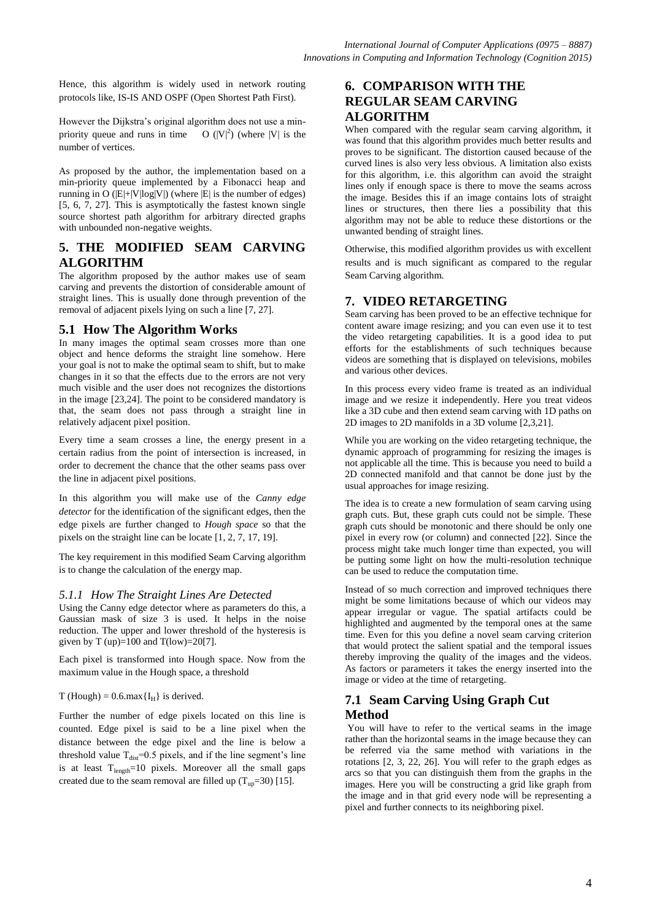Hence, this algorithm is widely used in network routing protocols like, IS-IS AND OSPF (Open Shortest Path First).

However the Dijkstra's original algorithm does not use a min-priority queue and runs in time $O(|V|^2)$ (where |V| is the number of vertices.

As proposed by the author, the implementation based on a min-priority queue implemented by a Fibonacci heap and running in $O(|E|+|V|\log|V|)$ (where |E| is the number of edges) [5, 6, 7, 27]. This is asymptotically the fastest known single source shortest path algorithm for arbitrary directed graphs with unbounded non-negative weights.

## 5. THE MODIFIED SEAM CARVING ALGORITHM

The algorithm proposed by the author makes use of seam carving and prevents the distortion of considerable amount of straight lines. This is usually done through prevention of the removal of adjacent pixels lying on such a line [7, 27].

### 5.1 How The Algorithm Works

In many images the optimal seam crosses more than one object and hence deforms the straight line somehow. Here your goal is not to make the optimal seam to shift, but to make changes in it so that the effects due to the errors are not very much visible and the user does not recognizes the distortions in the image [23,24]. The point to be considered mandatory is that, the seam does not pass through a straight line in relatively adjacent pixel position.

Every time a seam crosses a line, the energy present in a certain radius from the point of intersection is increased, in order to decrement the chance that the other seams pass over the line in adjacent pixel positions.

In this algorithm you will make use of the *Canny edge detector* for the identification of the significant edges, then the edge pixels are further changed to *Hough space* so that the pixels on the straight line can be locate [1, 2, 7, 17, 19].

The key requirement in this modified Seam Carving algorithm is to change the calculation of the energy map.

#### *5.1.1 How The Straight Lines Are Detected*

Using the Canny edge detector where as parameters do this, a Gaussian mask of size 3 is used. It helps in the noise reduction. The upper and lower threshold of the hysteresis is given by T (up)=100 and T(low)=20[7].

Each pixel is transformed into Hough space. Now from the maximum value in the Hough space, a threshold

$T(Hough) = 0.6.\max\{I_H\}$ is derived.

Further the number of edge pixels located on this line is counted. Edge pixel is said to be a line pixel when the distance between the edge pixel and the line is below a threshold value $T_{dist}$=0.5 pixels, and if the line segment's line is at least $T_{length}$=10 pixels. Moreover all the small gaps created due to the seam removal are filled up ($T_{up}$=30) [15].

## 6. COMPARISON WITH THE REGULAR SEAM CARVING ALGORITHM

When compared with the regular seam carving algorithm, it was found that this algorithm provides much better results and proves to be significant. The distortion caused because of the curved lines is also very less obvious. A limitation also exists for this algorithm, i.e. this algorithm can avoid the straight lines only if enough space is there to move the seams across the image. Besides this if an image contains lots of straight lines or structures, then there lies a possibility that this algorithm may not be able to reduce these distortions or the unwanted bending of straight lines.

Otherwise, this modified algorithm provides us with excellent results and is much significant as compared to the regular Seam Carving algorithm.

## 7. VIDEO RETARGETING

Seam carving has been proved to be an effective technique for content aware image resizing; and you can even use it to test the video retargeting capabilities. It is a good idea to put efforts for the establishments of such techniques because videos are something that is displayed on televisions, mobiles and various other devices.

In this process every video frame is treated as an individual image and we resize it independently. Here you treat videos like a 3D cube and then extend seam carving with 1D paths on 2D images to 2D manifolds in a 3D volume [2,3,21].

While you are working on the video retargeting technique, the dynamic approach of programming for resizing the images is not applicable all the time. This is because you need to build a 2D connected manifold and that cannot be done just by the usual approaches for image resizing.

The idea is to create a new formulation of seam carving using graph cuts. But, these graph cuts could not be simple. These graph cuts should be monotonic and there should be only one pixel in every row (or column) and connected [22]. Since the process might take much longer time than expected, you will be putting some light on how the multi-resolution technique can be used to reduce the computation time.

Instead of so much correction and improved techniques there might be some limitations because of which our videos may appear irregular or vague. The spatial artifacts could be highlighted and augmented by the temporal ones at the same time. Even for this you define a novel seam carving criterion that would protect the salient spatial and the temporal issues thereby improving the quality of the images and the videos. As factors or parameters it takes the energy inserted into the image or video at the time of retargeting.

### 7.1 Seam Carving Using Graph Cut Method

You will have to refer to the vertical seams in the image rather than the horizontal seams in the image because they can be referred via the same method with variations in the rotations [2, 3, 22, 26]. You will refer to the graph edges as arcs so that you can distinguish them from the graphs in the images. Here you will be constructing a grid like graph from the image and in that grid every node will be representing a pixel and further connects to its neighboring pixel.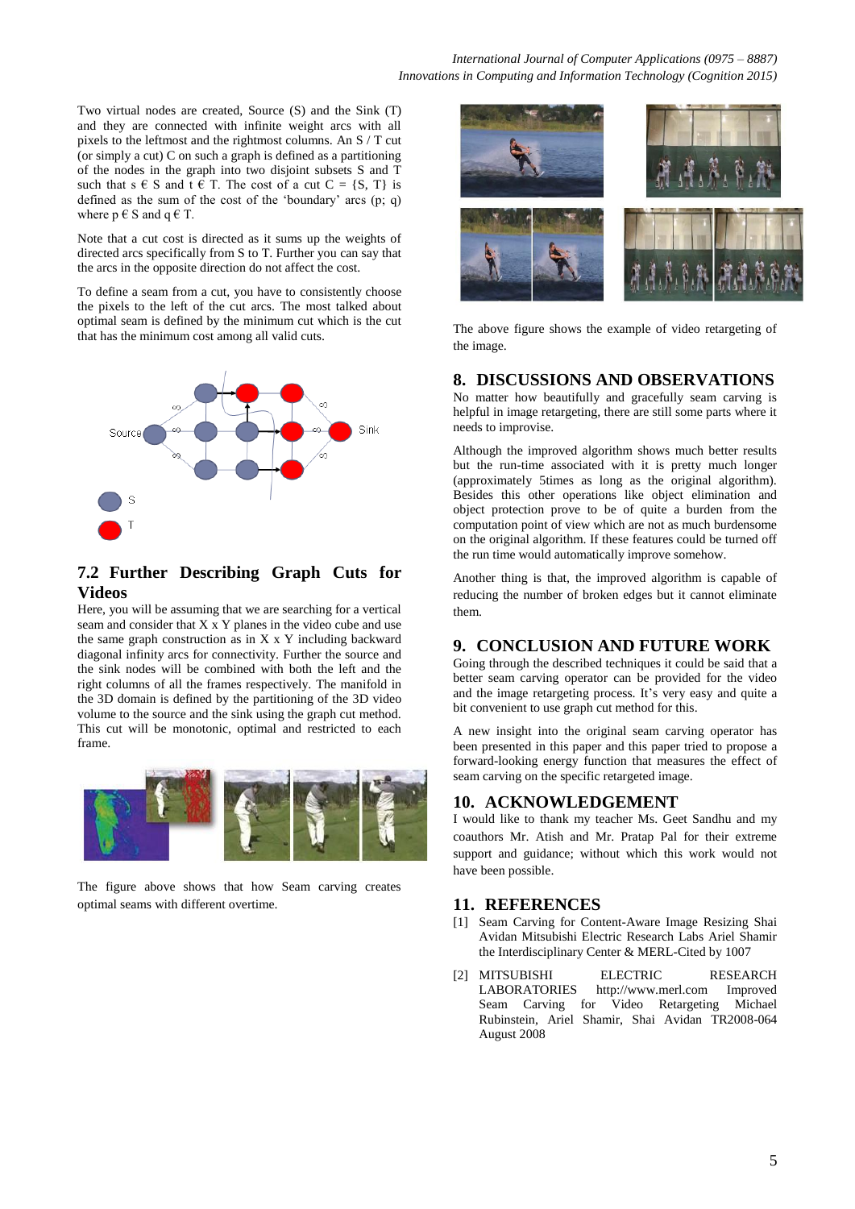Two virtual nodes are created, Source (S) and the Sink (T) and they are connected with infinite weight arcs with all pixels to the leftmost and the rightmost columns. An S / T cut (or simply a cut) C on such a graph is defined as a partitioning of the nodes in the graph into two disjoint subsets S and T such that s € S and t € T. The cost of a cut C = {S, T} is defined as the sum of the cost of the 'boundary' arcs (p; q) where p € S and q € T.

Note that a cut cost is directed as it sums up the weights of directed arcs specifically from S to T. Further you can say that the arcs in the opposite direction do not affect the cost.

To define a seam from a cut, you have to consistently choose the pixels to the left of the cut arcs. The most talked about optimal seam is defined by the minimum cut which is the cut that has the minimum cost among all valid cuts.

## 7.2 Further Describing Graph Cuts for Videos

Here, you will be assuming that we are searching for a vertical seam and consider that X x Y planes in the video cube and use the same graph construction as in X x Y including backward diagonal infinity arcs for connectivity. Further the source and the sink nodes will be combined with both the left and the right columns of all the frames respectively. The manifold in the 3D domain is defined by the partitioning of the 3D video volume to the source and the sink using the graph cut method. This cut will be monotonic, optimal and restricted to each frame.

The figure above shows that how Seam carving creates optimal seams with different overtime.

The above figure shows the example of video retargeting of the image.

## 8. DISCUSSIONS AND OBSERVATIONS

No matter how beautifully and gracefully seam carving is helpful in image retargeting, there are still some parts where it needs to improvise.

Although the improved algorithm shows much better results but the run-time associated with it is pretty much longer (approximately 5times as long as the original algorithm). Besides this other operations like object elimination and object protection prove to be of quite a burden from the computation point of view which are not as much burdensome on the original algorithm. If these features could be turned off the run time would automatically improve somehow.

Another thing is that, the improved algorithm is capable of reducing the number of broken edges but it cannot eliminate them.

## 9. CONCLUSION AND FUTURE WORK

Going through the described techniques it could be said that a better seam carving operator can be provided for the video and the image retargeting process. It's very easy and quite a bit convenient to use graph cut method for this.

A new insight into the original seam carving operator has been presented in this paper and this paper tried to propose a forward-looking energy function that measures the effect of seam carving on the specific retargeted image.

## 10. ACKNOWLEDGEMENT

I would like to thank my teacher Ms. Geet Sandhu and my coauthors Mr. Atish and Mr. Pratap Pal for their extreme support and guidance; without which this work would not have been possible.

## 11. REFERENCES

[1] Seam Carving for Content-Aware Image Resizing Shai Avidan Mitsubishi Electric Research Labs Ariel Shamir the Interdisciplinary Center & MERL-Cited by 1007

[2] MITSUBISHI ELECTRIC RESEARCH LABORATORIES http://www.merl.com Improved Seam Carving for Video Retargeting Michael Rubinstein, Ariel Shamir, Shai Avidan TR2008-064 August 2008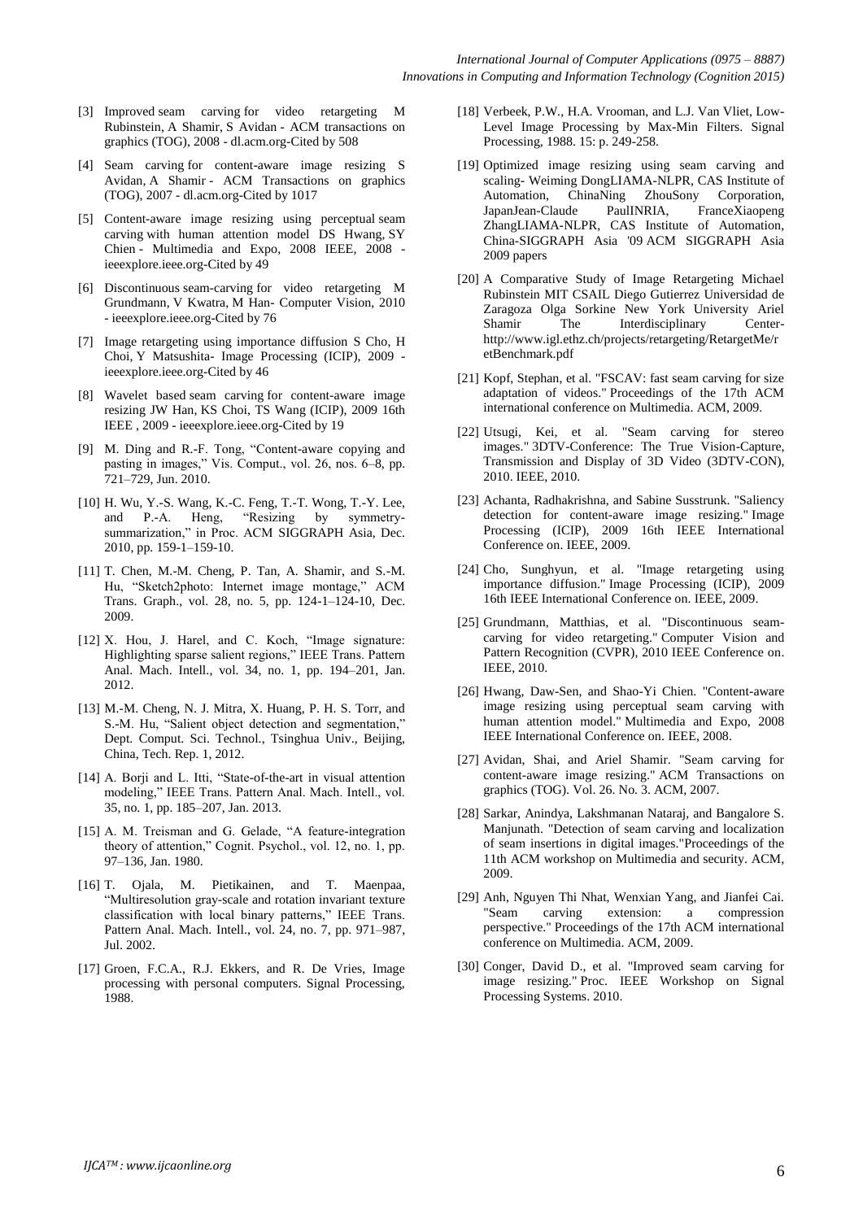[3] Improved seam carving for video retargeting M Rubinstein, A Shamir, S Avidan - ACM transactions on graphics (TOG), 2008 - dl.acm.org-Cited by 508

[4] Seam carving for content-aware image resizing S Avidan, A Shamir - ACM Transactions on graphics (TOG), 2007 - dl.acm.org-Cited by 1017

[5] Content-aware image resizing using perceptual seam carving with human attention model DS Hwang, SY Chien - Multimedia and Expo, 2008 IEEE, 2008 - ieeexplore.ieee.org-Cited by 49

[6] Discontinuous seam-carving for video retargeting M Grundmann, V Kwatra, M Han- Computer Vision, 2010 - ieeexplore.ieee.org-Cited by 76

[7] Image retargeting using importance diffusion S Cho, H Choi, Y Matsushita- Image Processing (ICIP), 2009 - ieeexplore.ieee.org-Cited by 46

[8] Wavelet based seam carving for content-aware image resizing JW Han, KS Choi, TS Wang (ICIP), 2009 16th IEEE , 2009 - ieeexplore.ieee.org-Cited by 19

[9] M. Ding and R.-F. Tong, "Content-aware copying and pasting in images," Vis. Comput., vol. 26, nos. 6–8, pp. 721–729, Jun. 2010.

[10] H. Wu, Y.-S. Wang, K.-C. Feng, T.-T. Wong, T.-Y. Lee, and P.-A. Heng, "Resizing by symmetry-summarization," in Proc. ACM SIGGRAPH Asia, Dec. 2010, pp. 159-1–159-10.

[11] T. Chen, M.-M. Cheng, P. Tan, A. Shamir, and S.-M. Hu, "Sketch2photo: Internet image montage," ACM Trans. Graph., vol. 28, no. 5, pp. 124-1–124-10, Dec. 2009.

[12] X. Hou, J. Harel, and C. Koch, "Image signature: Highlighting sparse salient regions," IEEE Trans. Pattern Anal. Mach. Intell., vol. 34, no. 1, pp. 194–201, Jan. 2012.

[13] M.-M. Cheng, N. J. Mitra, X. Huang, P. H. S. Torr, and S.-M. Hu, "Salient object detection and segmentation," Dept. Comput. Sci. Technol., Tsinghua Univ., Beijing, China, Tech. Rep. 1, 2012.

[14] A. Borji and L. Itti, "State-of-the-art in visual attention modeling," IEEE Trans. Pattern Anal. Mach. Intell., vol. 35, no. 1, pp. 185–207, Jan. 2013.

[15] A. M. Treisman and G. Gelade, "A feature-integration theory of attention," Cognit. Psychol., vol. 12, no. 1, pp. 97–136, Jan. 1980.

[16] T. Ojala, M. Pietikainen, and T. Maenpaa, "Multiresolution gray-scale and rotation invariant texture classification with local binary patterns," IEEE Trans. Pattern Anal. Mach. Intell., vol. 24, no. 7, pp. 971–987, Jul. 2002.

[17] Groen, F.C.A., R.J. Ekkers, and R. De Vries, Image processing with personal computers. Signal Processing, 1988.

[18] Verbeek, P.W., H.A. Vrooman, and L.J. Van Vliet, Low-Level Image Processing by Max-Min Filters. Signal Processing, 1988. 15: p. 249-258.

[19] Optimized image resizing using seam carving and scaling- Weiming DongLIAMA-NLPR, CAS Institute of Automation, ChinaNing ZhouSony Corporation, JapanJean-Claude PaulINRIA, FranceXiaopeng ZhangLIAMA-NLPR, CAS Institute of Automation, China-SIGGRAPH Asia '09 ACM SIGGRAPH Asia 2009 papers

[20] A Comparative Study of Image Retargeting Michael Rubinstein MIT CSAIL Diego Gutierrez Universidad de Zaragoza Olga Sorkine New York University Ariel Shamir The Interdisciplinary Center- http://www.igl.ethz.ch/projects/retargeting/RetargetMe/retBenchmark.pdf

[21] Kopf, Stephan, et al. "FSCAV: fast seam carving for size adaptation of videos." Proceedings of the 17th ACM international conference on Multimedia. ACM, 2009.

[22] Utsugi, Kei, et al. "Seam carving for stereo images." 3DTV-Conference: The True Vision-Capture, Transmission and Display of 3D Video (3DTV-CON), 2010. IEEE, 2010.

[23] Achanta, Radhakrishna, and Sabine Susstrunk. "Saliency detection for content-aware image resizing." Image Processing (ICIP), 2009 16th IEEE International Conference on. IEEE, 2009.

[24] Cho, Sunghyun, et al. "Image retargeting using importance diffusion." Image Processing (ICIP), 2009 16th IEEE International Conference on. IEEE, 2009.

[25] Grundmann, Matthias, et al. "Discontinuous seam-carving for video retargeting." Computer Vision and Pattern Recognition (CVPR), 2010 IEEE Conference on. IEEE, 2010.

[26] Hwang, Daw-Sen, and Shao-Yi Chien. "Content-aware image resizing using perceptual seam carving with human attention model." Multimedia and Expo, 2008 IEEE International Conference on. IEEE, 2008.

[27] Avidan, Shai, and Ariel Shamir. "Seam carving for content-aware image resizing." ACM Transactions on graphics (TOG). Vol. 26. No. 3. ACM, 2007.

[28] Sarkar, Anindya, Lakshmanan Nataraj, and Bangalore S. Manjunath. "Detection of seam carving and localization of seam insertions in digital images."Proceedings of the 11th ACM workshop on Multimedia and security. ACM, 2009.

[29] Anh, Nguyen Thi Nhat, Wenxian Yang, and Jianfei Cai. "Seam carving extension: a compression perspective." Proceedings of the 17th ACM international conference on Multimedia. ACM, 2009.

[30] Conger, David D., et al. "Improved seam carving for image resizing." Proc. IEEE Workshop on Signal Processing Systems. 2010.